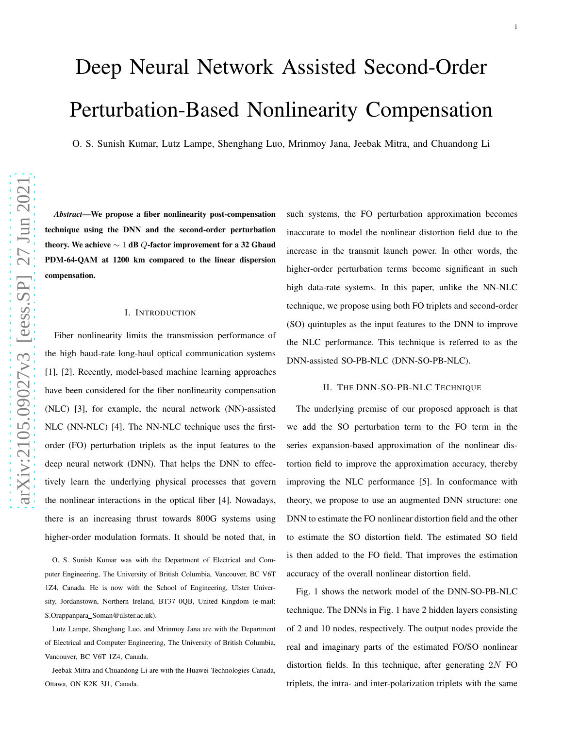# Deep Neural Network Assisted Second-Order Perturbation-Based Nonlinearity Compensation

O. S. Sunish Kumar, Lutz Lampe, Shenghang Luo, Mrinmoy Jana, Jeebak Mitra, and Chuandong Li

***Abstract*—We propose a fiber nonlinearity post-compensation technique using the DNN and the second-order perturbation theory. We achieve $\sim 1$ dB $Q$-factor improvement for a 32 Gbaud PDM-64-QAM at 1200 km compared to the linear dispersion compensation.**

## I. Introduction

Fiber nonlinearity limits the transmission performance of the high baud-rate long-haul optical communication systems [1], [2]. Recently, model-based machine learning approaches have been considered for the fiber nonlinearity compensation (NLC) [3], for example, the neural network (NN)-assisted NLC (NN-NLC) [4]. The NN-NLC technique uses the first-order (FO) perturbation triplets as the input features to the deep neural network (DNN). That helps the DNN to effectively learn the underlying physical processes that govern the nonlinear interactions in the optical fiber [4]. Nowadays, there is an increasing thrust towards 800G systems using higher-order modulation formats. It should be noted that, in such systems, the FO perturbation approximation becomes inaccurate to model the nonlinear distortion field due to the increase in the transmit launch power. In other words, the higher-order perturbation terms become significant in such high data-rate systems. In this paper, unlike the NN-NLC technique, we propose using both FO triplets and second-order (SO) quintuples as the input features to the DNN to improve the NLC performance. This technique is referred to as the DNN-assisted SO-PB-NLC (DNN-SO-PB-NLC).

O. S. Sunish Kumar was with the Department of Electrical and Computer Engineering, The University of British Columbia, Vancouver, BC V6T 1Z4, Canada. He is now with the School of Engineering, Ulster University, Jordanstown, Northern Ireland, BT37 0QB, United Kingdom (e-mail: S.Orappanpara_Soman@ulster.ac.uk).

Lutz Lampe, Shenghang Luo, and Mrinmoy Jana are with the Department of Electrical and Computer Engineering, The University of British Columbia, Vancouver, BC V6T 1Z4, Canada.

Jeebak Mitra and Chuandong Li are with the Huawei Technologies Canada, Ottawa, ON K2K 3J1, Canada.

## II. The DNN-SO-PB-NLC Technique

The underlying premise of our proposed approach is that we add the SO perturbation term to the FO term in the series expansion-based approximation of the nonlinear distortion field to improve the approximation accuracy, thereby improving the NLC performance [5]. In conformance with theory, we propose to use an augmented DNN structure: one DNN to estimate the FO nonlinear distortion field and the other to estimate the SO distortion field. The estimated SO field is then added to the FO field. That improves the estimation accuracy of the overall nonlinear distortion field.

Fig. 1 shows the network model of the DNN-SO-PB-NLC technique. The DNNs in Fig. 1 have 2 hidden layers consisting of 2 and 10 nodes, respectively. The output nodes provide the real and imaginary parts of the estimated FO/SO nonlinear distortion fields. In this technique, after generating $2N$ FO triplets, the intra- and inter-polarization triplets with the same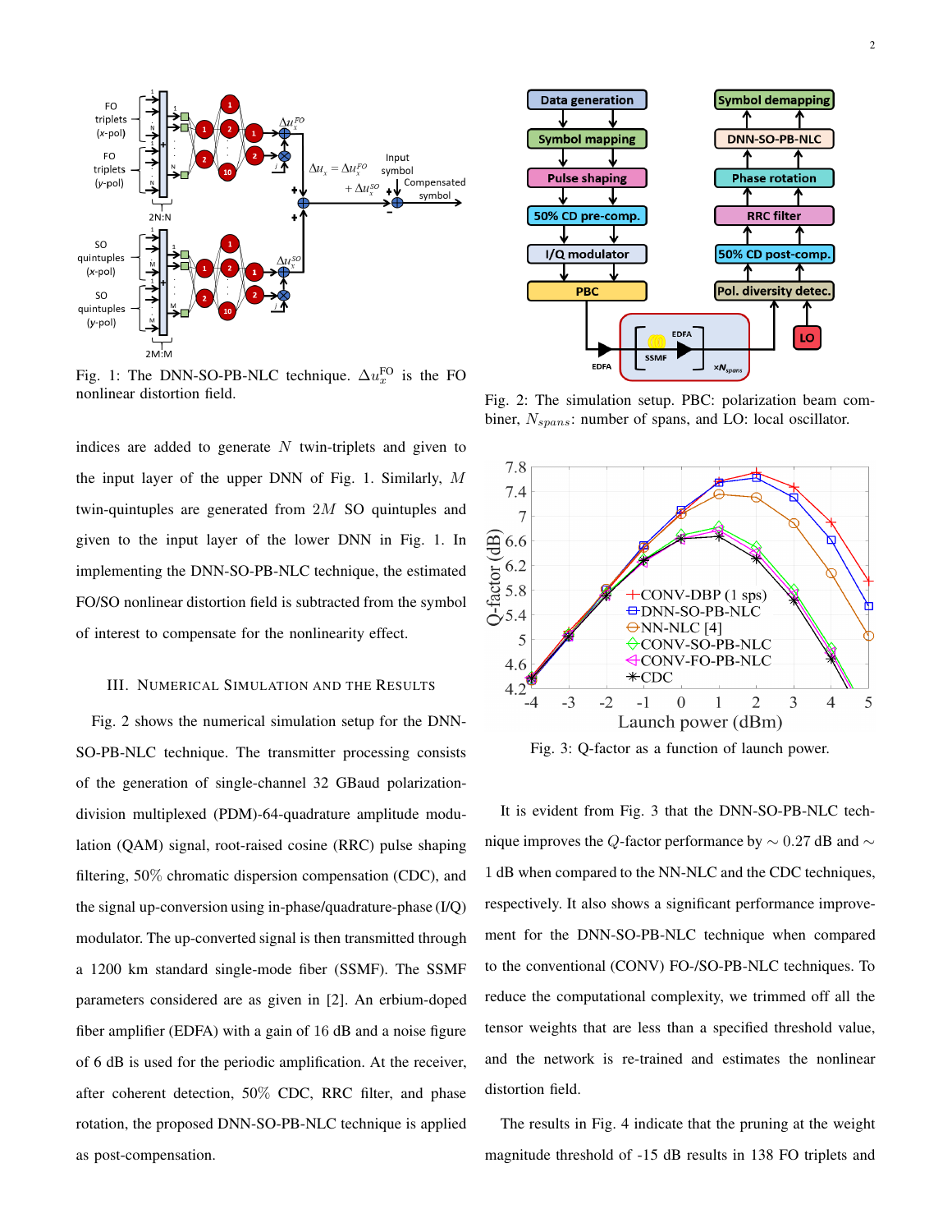Fig. 1: The DNN-SO-PB-NLC technique. $\Delta u_x^{\mathrm{FO}}$ is the FO nonlinear distortion field.

Fig. 2: The simulation setup. PBC: polarization beam combiner, $N_{spans}$: number of spans, and LO: local oscillator.

Fig. 3: Q-factor as a function of launch power.

indices are added to generate $N$ twin-triplets and given to the input layer of the upper DNN of Fig. 1. Similarly, $M$ twin-quintuples are generated from $2M$ SO quintuples and given to the input layer of the lower DNN in Fig. 1. In implementing the DNN-SO-PB-NLC technique, the estimated FO/SO nonlinear distortion field is subtracted from the symbol of interest to compensate for the nonlinearity effect.

## III. Numerical Simulation and the Results

Fig. 2 shows the numerical simulation setup for the DNN-SO-PB-NLC technique. The transmitter processing consists of the generation of single-channel 32 GBaud polarization-division multiplexed (PDM)-64-quadrature amplitude modulation (QAM) signal, root-raised cosine (RRC) pulse shaping filtering, 50% chromatic dispersion compensation (CDC), and the signal up-conversion using in-phase/quadrature-phase (I/Q) modulator. The up-converted signal is then transmitted through a 1200 km standard single-mode fiber (SSMF). The SSMF parameters considered are as given in [2]. An erbium-doped fiber amplifier (EDFA) with a gain of 16 dB and a noise figure of 6 dB is used for the periodic amplification. At the receiver, after coherent detection, 50% CDC, RRC filter, and phase rotation, the proposed DNN-SO-PB-NLC technique is applied as post-compensation.

It is evident from Fig. 3 that the DNN-SO-PB-NLC technique improves the $Q$-factor performance by $\sim 0.27$ dB and $\sim$ 1 dB when compared to the NN-NLC and the CDC techniques, respectively. It also shows a significant performance improvement for the DNN-SO-PB-NLC technique when compared to the conventional (CONV) FO-/SO-PB-NLC techniques. To reduce the computational complexity, we trimmed off all the tensor weights that are less than a specified threshold value, and the network is re-trained and estimates the nonlinear distortion field.

The results in Fig. 4 indicate that the pruning at the weight magnitude threshold of -15 dB results in 138 FO triplets and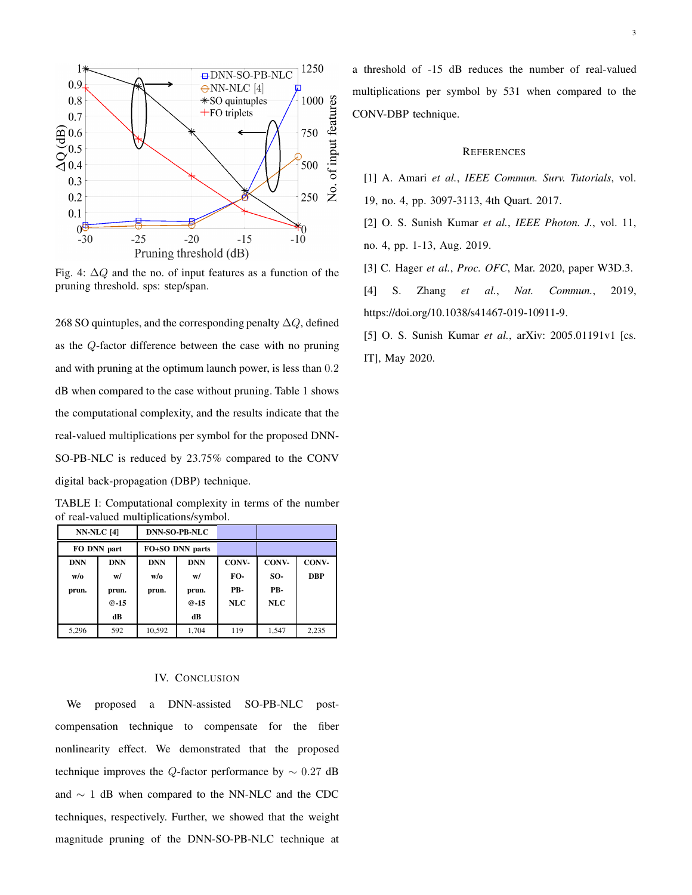1
0.9
0.8
0.7
0.6
0.5
0.4
0.3
0.2
0.1
0
ΔQ (dB)
-30 -25 -20 -15 -10
Pruning threshold (dB)
1250
1000
750
500
250
0
No. of input features
DNN-SO-PB-NLC
NN-NLC [4]
SO quintuples
FO triplets

Fig. 4: $\Delta Q$ and the no. of input features as a function of the pruning threshold. sps: step/span.

268 SO quintuples, and the corresponding penalty $\Delta Q$, defined as the $Q$-factor difference between the case with no pruning and with pruning at the optimum launch power, is less than 0.2 dB when compared to the case without pruning. Table 1 shows the computational complexity, and the results indicate that the real-valued multiplications per symbol for the proposed DNN-SO-PB-NLC is reduced by 23.75% compared to the CONV digital back-propagation (DBP) technique.

TABLE I: Computational complexity in terms of the number of real-valued multiplications/symbol.

| NN-NLC [4] | | DNN-SO-PB-NLC | | | | |
|---|---|---|---|---|---|---|
| FO DNN part | | FO+SO DNN parts | | | | |
| DNN w/o prun. | DNN w/ prun. @-15 dB | DNN w/o prun. | DNN w/ prun. @-15 dB | CONV-FO-PB-NLC | CONV-SO-PB-NLC | CONV-DBP |
| 5,296 | 592 | 10,592 | 1,704 | 119 | 1,547 | 2,235 |

## IV. Conclusion

We proposed a DNN-assisted SO-PB-NLC post-compensation technique to compensate for the fiber nonlinearity effect. We demonstrated that the proposed technique improves the $Q$-factor performance by $\sim 0.27$ dB and $\sim 1$ dB when compared to the NN-NLC and the CDC techniques, respectively. Further, we showed that the weight magnitude pruning of the DNN-SO-PB-NLC technique at a threshold of -15 dB reduces the number of real-valued multiplications per symbol by 531 when compared to the CONV-DBP technique.

## References

[1] A. Amari *et al.*, *IEEE Commun. Surv. Tutorials*, vol. 19, no. 4, pp. 3097-3113, 4th Quart. 2017.

[2] O. S. Sunish Kumar *et al.*, *IEEE Photon. J.*, vol. 11, no. 4, pp. 1-13, Aug. 2019.

[3] C. Hager *et al.*, *Proc. OFC*, Mar. 2020, paper W3D.3.

[4] S. Zhang *et al.*, *Nat. Commun.*, 2019, https://doi.org/10.1038/s41467-019-10911-9.

[5] O. S. Sunish Kumar *et al.*, arXiv: 2005.01191v1 [cs. IT], May 2020.